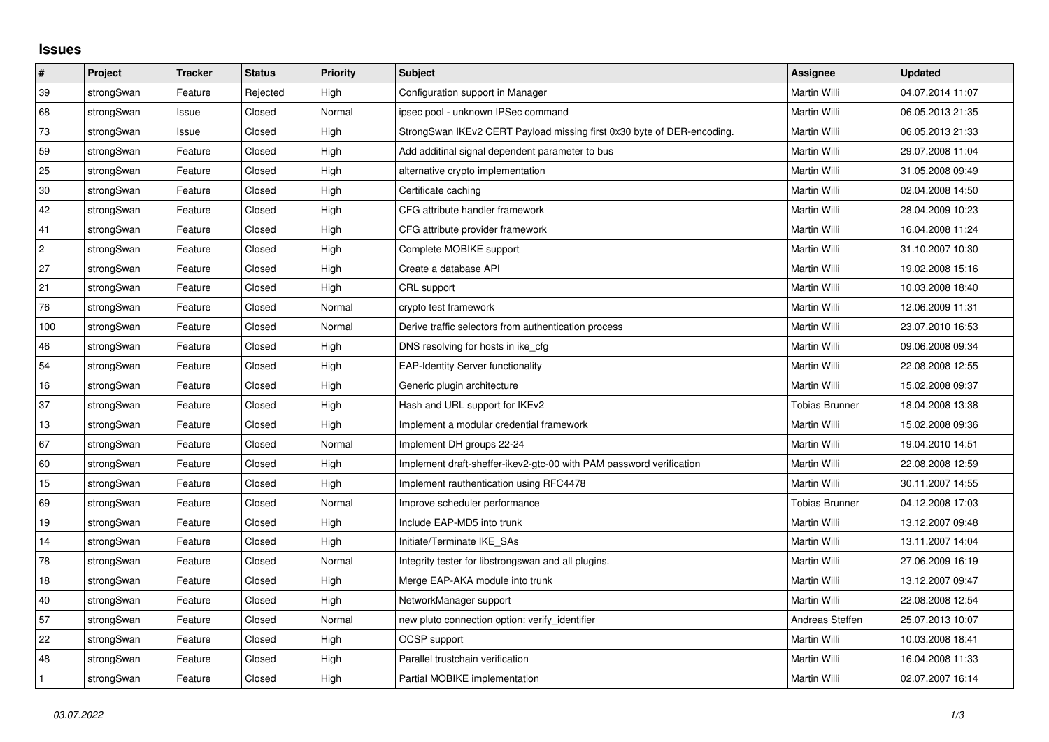# Issues

| # | Project | Tracker | Status | Priority | Subject | Assignee | Updated |
|---|---|---|---|---|---|---|---|
| 39 | strongSwan | Feature | Rejected | High | Configuration support in Manager | Martin Willi | 04.07.2014 11:07 |
| 68 | strongSwan | Issue | Closed | Normal | ipsec pool - unknown IPSec command | Martin Willi | 06.05.2013 21:35 |
| 73 | strongSwan | Issue | Closed | High | StrongSwan IKEv2 CERT Payload missing first 0x30 byte of DER-encoding. | Martin Willi | 06.05.2013 21:33 |
| 59 | strongSwan | Feature | Closed | High | Add additinal signal dependent parameter to bus | Martin Willi | 29.07.2008 11:04 |
| 25 | strongSwan | Feature | Closed | High | alternative crypto implementation | Martin Willi | 31.05.2008 09:49 |
| 30 | strongSwan | Feature | Closed | High | Certificate caching | Martin Willi | 02.04.2008 14:50 |
| 42 | strongSwan | Feature | Closed | High | CFG attribute handler framework | Martin Willi | 28.04.2009 10:23 |
| 41 | strongSwan | Feature | Closed | High | CFG attribute provider framework | Martin Willi | 16.04.2008 11:24 |
| 2 | strongSwan | Feature | Closed | High | Complete MOBIKE support | Martin Willi | 31.10.2007 10:30 |
| 27 | strongSwan | Feature | Closed | High | Create a database API | Martin Willi | 19.02.2008 15:16 |
| 21 | strongSwan | Feature | Closed | High | CRL support | Martin Willi | 10.03.2008 18:40 |
| 76 | strongSwan | Feature | Closed | Normal | crypto test framework | Martin Willi | 12.06.2009 11:31 |
| 100 | strongSwan | Feature | Closed | Normal | Derive traffic selectors from authentication process | Martin Willi | 23.07.2010 16:53 |
| 46 | strongSwan | Feature | Closed | High | DNS resolving for hosts in ike_cfg | Martin Willi | 09.06.2008 09:34 |
| 54 | strongSwan | Feature | Closed | High | EAP-Identity Server functionality | Martin Willi | 22.08.2008 12:55 |
| 16 | strongSwan | Feature | Closed | High | Generic plugin architecture | Martin Willi | 15.02.2008 09:37 |
| 37 | strongSwan | Feature | Closed | High | Hash and URL support for IKEv2 | Tobias Brunner | 18.04.2008 13:38 |
| 13 | strongSwan | Feature | Closed | High | Implement a modular credential framework | Martin Willi | 15.02.2008 09:36 |
| 67 | strongSwan | Feature | Closed | Normal | Implement DH groups 22-24 | Martin Willi | 19.04.2010 14:51 |
| 60 | strongSwan | Feature | Closed | High | Implement draft-sheffer-ikev2-gtc-00 with PAM password verification | Martin Willi | 22.08.2008 12:59 |
| 15 | strongSwan | Feature | Closed | High | Implement rauthentication using RFC4478 | Martin Willi | 30.11.2007 14:55 |
| 69 | strongSwan | Feature | Closed | Normal | Improve scheduler performance | Tobias Brunner | 04.12.2008 17:03 |
| 19 | strongSwan | Feature | Closed | High | Include EAP-MD5 into trunk | Martin Willi | 13.12.2007 09:48 |
| 14 | strongSwan | Feature | Closed | High | Initiate/Terminate IKE_SAs | Martin Willi | 13.11.2007 14:04 |
| 78 | strongSwan | Feature | Closed | Normal | Integrity tester for libstrongswan and all plugins. | Martin Willi | 27.06.2009 16:19 |
| 18 | strongSwan | Feature | Closed | High | Merge EAP-AKA module into trunk | Martin Willi | 13.12.2007 09:47 |
| 40 | strongSwan | Feature | Closed | High | NetworkManager support | Martin Willi | 22.08.2008 12:54 |
| 57 | strongSwan | Feature | Closed | Normal | new pluto connection option: verify_identifier | Andreas Steffen | 25.07.2013 10:07 |
| 22 | strongSwan | Feature | Closed | High | OCSP support | Martin Willi | 10.03.2008 18:41 |
| 48 | strongSwan | Feature | Closed | High | Parallel trustchain verification | Martin Willi | 16.04.2008 11:33 |
| 1 | strongSwan | Feature | Closed | High | Partial MOBIKE implementation | Martin Willi | 02.07.2007 16:14 |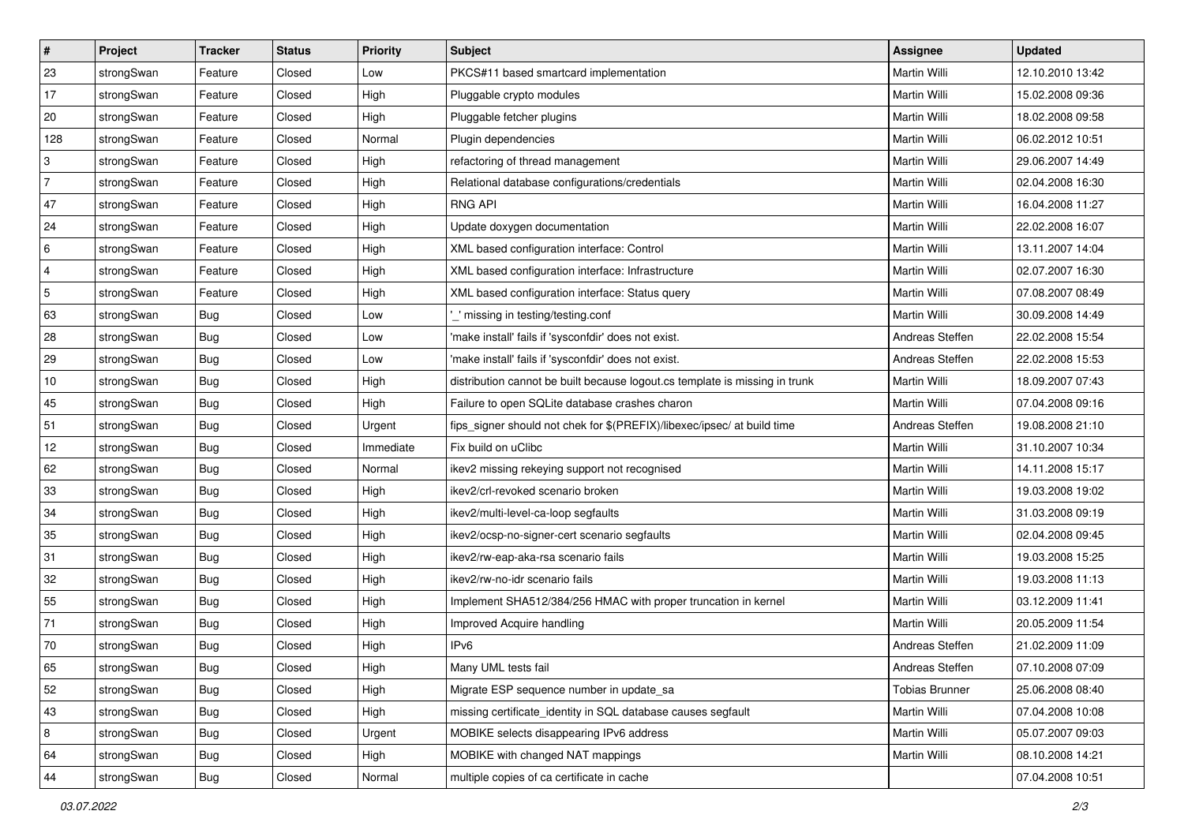| # | Project | Tracker | Status | Priority | Subject | Assignee | Updated |
|---|---|---|---|---|---|---|---|
| 23 | strongSwan | Feature | Closed | Low | PKCS#11 based smartcard implementation | Martin Willi | 12.10.2010 13:42 |
| 17 | strongSwan | Feature | Closed | High | Pluggable crypto modules | Martin Willi | 15.02.2008 09:36 |
| 20 | strongSwan | Feature | Closed | High | Pluggable fetcher plugins | Martin Willi | 18.02.2008 09:58 |
| 128 | strongSwan | Feature | Closed | Normal | Plugin dependencies | Martin Willi | 06.02.2012 10:51 |
| 3 | strongSwan | Feature | Closed | High | refactoring of thread management | Martin Willi | 29.06.2007 14:49 |
| 7 | strongSwan | Feature | Closed | High | Relational database configurations/credentials | Martin Willi | 02.04.2008 16:30 |
| 47 | strongSwan | Feature | Closed | High | RNG API | Martin Willi | 16.04.2008 11:27 |
| 24 | strongSwan | Feature | Closed | High | Update doxygen documentation | Martin Willi | 22.02.2008 16:07 |
| 6 | strongSwan | Feature | Closed | High | XML based configuration interface: Control | Martin Willi | 13.11.2007 14:04 |
| 4 | strongSwan | Feature | Closed | High | XML based configuration interface: Infrastructure | Martin Willi | 02.07.2007 16:30 |
| 5 | strongSwan | Feature | Closed | High | XML based configuration interface: Status query | Martin Willi | 07.08.2007 08:49 |
| 63 | strongSwan | Bug | Closed | Low | '_' missing in testing/testing.conf | Martin Willi | 30.09.2008 14:49 |
| 28 | strongSwan | Bug | Closed | Low | 'make install' fails if 'sysconfdir' does not exist. | Andreas Steffen | 22.02.2008 15:54 |
| 29 | strongSwan | Bug | Closed | Low | 'make install' fails if 'sysconfdir' does not exist. | Andreas Steffen | 22.02.2008 15:53 |
| 10 | strongSwan | Bug | Closed | High | distribution cannot be built because logout.cs template is missing in trunk | Martin Willi | 18.09.2007 07:43 |
| 45 | strongSwan | Bug | Closed | High | Failure to open SQLite database crashes charon | Martin Willi | 07.04.2008 09:16 |
| 51 | strongSwan | Bug | Closed | Urgent | fips_signer should not chek for $(PREFIX)/libexec/ipsec/ at build time | Andreas Steffen | 19.08.2008 21:10 |
| 12 | strongSwan | Bug | Closed | Immediate | Fix build on uClibc | Martin Willi | 31.10.2007 10:34 |
| 62 | strongSwan | Bug | Closed | Normal | ikev2 missing rekeying support not recognised | Martin Willi | 14.11.2008 15:17 |
| 33 | strongSwan | Bug | Closed | High | ikev2/crl-revoked scenario broken | Martin Willi | 19.03.2008 19:02 |
| 34 | strongSwan | Bug | Closed | High | ikev2/multi-level-ca-loop segfaults | Martin Willi | 31.03.2008 09:19 |
| 35 | strongSwan | Bug | Closed | High | ikev2/ocsp-no-signer-cert scenario segfaults | Martin Willi | 02.04.2008 09:45 |
| 31 | strongSwan | Bug | Closed | High | ikev2/rw-eap-aka-rsa scenario fails | Martin Willi | 19.03.2008 15:25 |
| 32 | strongSwan | Bug | Closed | High | ikev2/rw-no-idr scenario fails | Martin Willi | 19.03.2008 11:13 |
| 55 | strongSwan | Bug | Closed | High | Implement SHA512/384/256 HMAC with proper truncation in kernel | Martin Willi | 03.12.2009 11:41 |
| 71 | strongSwan | Bug | Closed | High | Improved Acquire handling | Martin Willi | 20.05.2009 11:54 |
| 70 | strongSwan | Bug | Closed | High | IPv6 | Andreas Steffen | 21.02.2009 11:09 |
| 65 | strongSwan | Bug | Closed | High | Many UML tests fail | Andreas Steffen | 07.10.2008 07:09 |
| 52 | strongSwan | Bug | Closed | High | Migrate ESP sequence number in update_sa | Tobias Brunner | 25.06.2008 08:40 |
| 43 | strongSwan | Bug | Closed | High | missing certificate_identity in SQL database causes segfault | Martin Willi | 07.04.2008 10:08 |
| 8 | strongSwan | Bug | Closed | Urgent | MOBIKE selects disappearing IPv6 address | Martin Willi | 05.07.2007 09:03 |
| 64 | strongSwan | Bug | Closed | High | MOBIKE with changed NAT mappings | Martin Willi | 08.10.2008 14:21 |
| 44 | strongSwan | Bug | Closed | Normal | multiple copies of ca certificate in cache | | 07.04.2008 10:51 |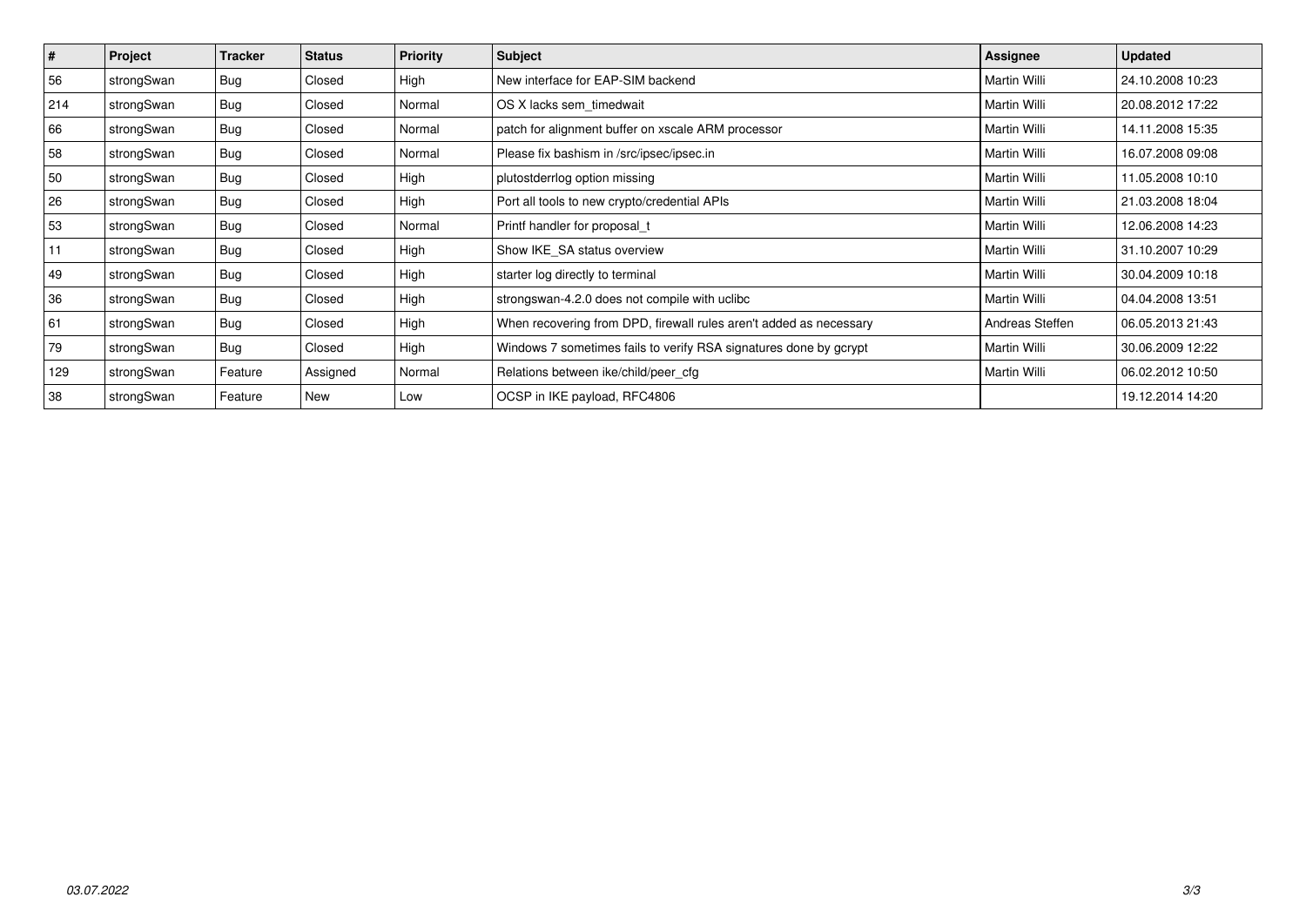| # | Project | Tracker | Status | Priority | Subject | Assignee | Updated |
|---|---|---|---|---|---|---|---|
| 56 | strongSwan | Bug | Closed | High | New interface for EAP-SIM backend | Martin Willi | 24.10.2008 10:23 |
| 214 | strongSwan | Bug | Closed | Normal | OS X lacks sem_timedwait | Martin Willi | 20.08.2012 17:22 |
| 66 | strongSwan | Bug | Closed | Normal | patch for alignment buffer on xscale ARM processor | Martin Willi | 14.11.2008 15:35 |
| 58 | strongSwan | Bug | Closed | Normal | Please fix bashism in /src/ipsec/ipsec.in | Martin Willi | 16.07.2008 09:08 |
| 50 | strongSwan | Bug | Closed | High | plutostderrlog option missing | Martin Willi | 11.05.2008 10:10 |
| 26 | strongSwan | Bug | Closed | High | Port all tools to new crypto/credential APIs | Martin Willi | 21.03.2008 18:04 |
| 53 | strongSwan | Bug | Closed | Normal | Printf handler for proposal_t | Martin Willi | 12.06.2008 14:23 |
| 11 | strongSwan | Bug | Closed | High | Show IKE_SA status overview | Martin Willi | 31.10.2007 10:29 |
| 49 | strongSwan | Bug | Closed | High | starter log directly to terminal | Martin Willi | 30.04.2009 10:18 |
| 36 | strongSwan | Bug | Closed | High | strongswan-4.2.0 does not compile with uclibc | Martin Willi | 04.04.2008 13:51 |
| 61 | strongSwan | Bug | Closed | High | When recovering from DPD, firewall rules aren't added as necessary | Andreas Steffen | 06.05.2013 21:43 |
| 79 | strongSwan | Bug | Closed | High | Windows 7 sometimes fails to verify RSA signatures done by gcrypt | Martin Willi | 30.06.2009 12:22 |
| 129 | strongSwan | Feature | Assigned | Normal | Relations between ike/child/peer_cfg | Martin Willi | 06.02.2012 10:50 |
| 38 | strongSwan | Feature | New | Low | OCSP in IKE payload, RFC4806 | | 19.12.2014 14:20 |